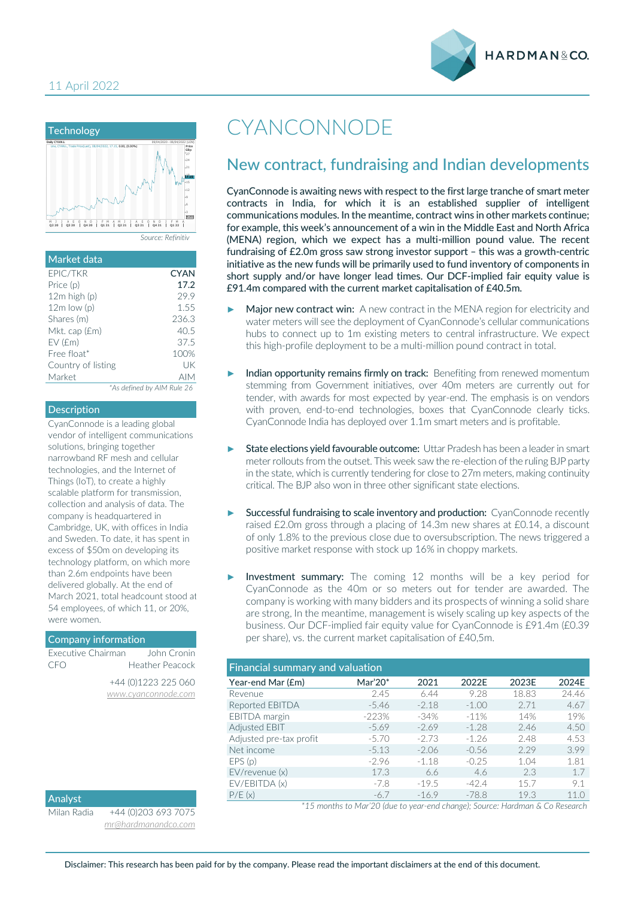11 April 2022

# CYANCONNODE

## New contract, fundraising and Indian developments

**CyanConnode is awaiting news with respect to the first large tranche of smart meter contracts in India, for which it is an established supplier of intelligent communications modules. In the meantime, contract wins in other markets continue; for example, this week's announcement of a win in the Middle East and North Africa (MENA) region, which we expect has a multi-million pound value. The recent fundraising of £2.0m gross saw strong investor support – this was a growth-centric initiative as the new funds will be primarily used to fund inventory of components in short supply and/or have longer lead times. Our DCF-implied fair equity value is £91.4m compared with the current market capitalisation of £40.5m.**

- **Major new contract win:** A new contract in the MENA region for electricity and water meters will see the deployment of CyanConnode's cellular communications hubs to connect up to 1m existing meters to central infrastructure. We expect this high-profile deployment to be a multi-million pound contract in total.

- **Indian opportunity remains firmly on track:** Benefiting from renewed momentum stemming from Government initiatives, over 40m meters are currently out for tender, with awards for most expected by year-end. The emphasis is on vendors with proven, end-to-end technologies, boxes that CyanConnode clearly ticks. CyanConnode India has deployed over 1.1m smart meters and is profitable.

- **State elections yield favourable outcome:** Uttar Pradesh has been a leader in smart meter rollouts from the outset. This week saw the re-election of the ruling BJP party in the state, which is currently tendering for close to 27m meters, making continuity critical. The BJP also won in three other significant state elections.

- **Successful fundraising to scale inventory and production:** CyanConnode recently raised £2.0m gross through a placing of 14.3m new shares at £0.14, a discount of only 1.8% to the previous close due to oversubscription. The news triggered a positive market response with stock up 16% in choppy markets.

- **Investment summary:** The coming 12 months will be a key period for CyanConnode as the 40m or so meters out for tender are awarded. The company is working with many bidders and its prospects of winning a solid share are strong, In the meantime, management is wisely scaling up key aspects of the business. Our DCF-implied fair equity value for CyanConnode is £91.4m (£0.39 per share), vs. the current market capitalisation of £40,5m.

### Financial summary and valuation

| Year-end Mar (£m) | Mar'20* | 2021 | 2022E | 2023E | 2024E |
|---|---|---|---|---|---|
| Revenue | 2.45 | 6.44 | 9.28 | 18.83 | 24.46 |
| Reported EBITDA | -5.46 | -2.18 | -1.00 | 2.71 | 4.67 |
| EBITDA margin | -223% | -34% | -11% | 14% | 19% |
| Adjusted EBIT | -5.69 | -2.69 | -1.28 | 2.46 | 4.50 |
| Adjusted pre-tax profit | -5.70 | -2.73 | -1.26 | 2.48 | 4.53 |
| Net income | -5.13 | -2.06 | -0.56 | 2.29 | 3.99 |
| EPS (p) | -2.96 | -1.18 | -0.25 | 1.04 | 1.81 |
| EV/revenue (x) | 17.3 | 6.6 | 4.6 | 2.3 | 1.7 |
| EV/EBITDA (x) | -7.8 | -19.5 | -42.4 | 15.7 | 9.1 |
| P/E (x) | -6.7 | -16.9 | -78.8 | 19.3 | 11.0 |

*15 months to Mar'20 (due to year-end change); Source: Hardman & Co Research*

### Technology

Source: Refinitiv

### Market data

| | |
|---|---|
| EPIC/TKR | **CYAN** |
| Price (p) | **17.2** |
| 12m high (p) | 29.9 |
| 12m low (p) | 1.55 |
| Shares (m) | 236.3 |
| Mkt. cap (£m) | 40.5 |
| EV (£m) | 37.5 |
| Free float* | 100% |
| Country of listing | UK |
| Market | AIM |

*As defined by AIM Rule 26*

### Description

CyanConnode is a leading global vendor of intelligent communications solutions, bringing together narrowband RF mesh and cellular technologies, and the Internet of Things (IoT), to create a highly scalable platform for transmission, collection and analysis of data. The company is headquartered in Cambridge, UK, with offices in India and Sweden. To date, it has spent in excess of $50m on developing its technology platform, on which more than 2.6m endpoints have been delivered globally. At the end of March 2021, total headcount stood at 54 employees, of which 11, or 20%, were women.

### Company information

| | |
|---|---|
| Executive Chairman | John Cronin |
| CFO | Heather Peacock |

+44 (0)1223 225 060
www.cyanconnode.com

### Analyst

Milan Radia +44 (0)203 693 7075
mr@hardmanandco.com

Disclaimer: This research has been paid for by the company. Please read the important disclaimers at the end of this document.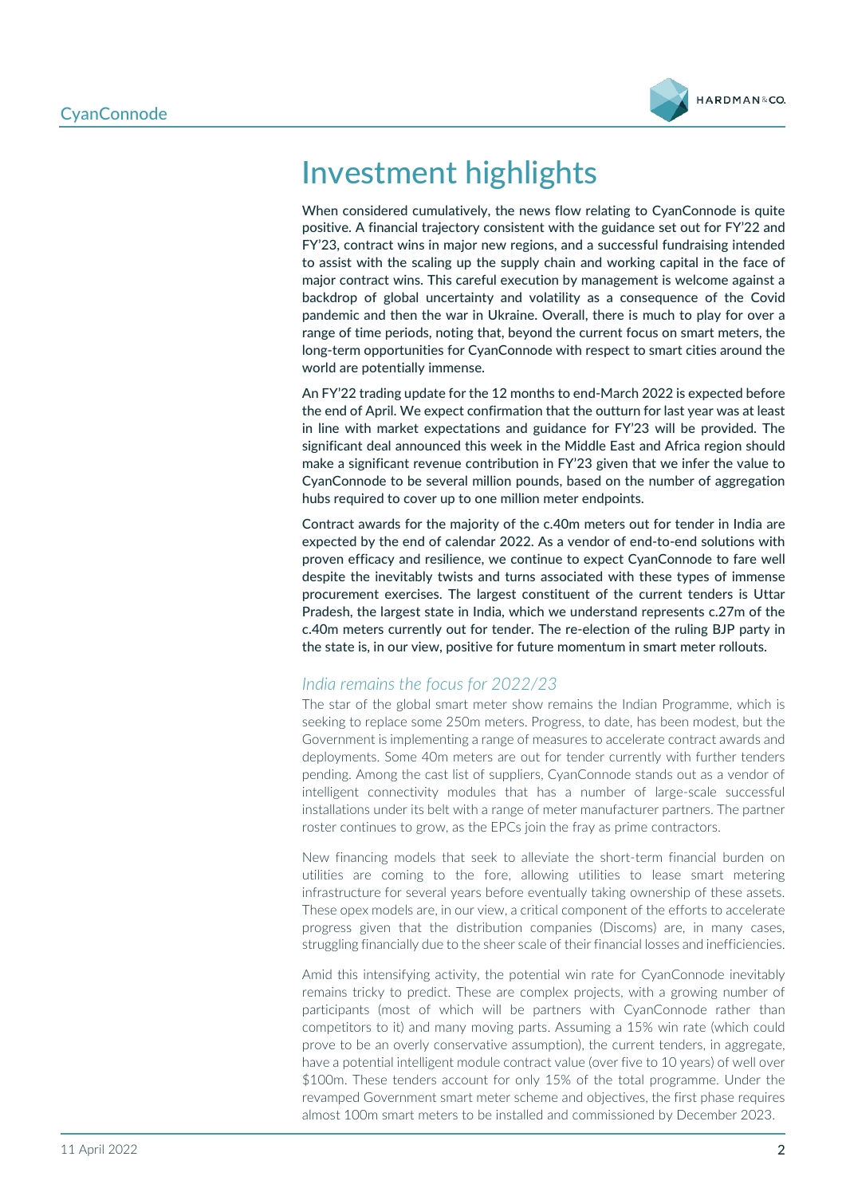# Investment highlights

When considered cumulatively, the news flow relating to CyanConnode is quite positive. A financial trajectory consistent with the guidance set out for FY'22 and FY'23, contract wins in major new regions, and a successful fundraising intended to assist with the scaling up the supply chain and working capital in the face of major contract wins. This careful execution by management is welcome against a backdrop of global uncertainty and volatility as a consequence of the Covid pandemic and then the war in Ukraine. Overall, there is much to play for over a range of time periods, noting that, beyond the current focus on smart meters, the long-term opportunities for CyanConnode with respect to smart cities around the world are potentially immense.

An FY'22 trading update for the 12 months to end-March 2022 is expected before the end of April. We expect confirmation that the outturn for last year was at least in line with market expectations and guidance for FY'23 will be provided. The significant deal announced this week in the Middle East and Africa region should make a significant revenue contribution in FY'23 given that we infer the value to CyanConnode to be several million pounds, based on the number of aggregation hubs required to cover up to one million meter endpoints.

Contract awards for the majority of the c.40m meters out for tender in India are expected by the end of calendar 2022. As a vendor of end-to-end solutions with proven efficacy and resilience, we continue to expect CyanConnode to fare well despite the inevitably twists and turns associated with these types of immense procurement exercises. The largest constituent of the current tenders is Uttar Pradesh, the largest state in India, which we understand represents c.27m of the c.40m meters currently out for tender. The re-election of the ruling BJP party in the state is, in our view, positive for future momentum in smart meter rollouts.

### *India remains the focus for 2022/23*

The star of the global smart meter show remains the Indian Programme, which is seeking to replace some 250m meters. Progress, to date, has been modest, but the Government is implementing a range of measures to accelerate contract awards and deployments. Some 40m meters are out for tender currently with further tenders pending. Among the cast list of suppliers, CyanConnode stands out as a vendor of intelligent connectivity modules that has a number of large-scale successful installations under its belt with a range of meter manufacturer partners. The partner roster continues to grow, as the EPCs join the fray as prime contractors.

New financing models that seek to alleviate the short-term financial burden on utilities are coming to the fore, allowing utilities to lease smart metering infrastructure for several years before eventually taking ownership of these assets. These opex models are, in our view, a critical component of the efforts to accelerate progress given that the distribution companies (Discoms) are, in many cases, struggling financially due to the sheer scale of their financial losses and inefficiencies.

Amid this intensifying activity, the potential win rate for CyanConnode inevitably remains tricky to predict. These are complex projects, with a growing number of participants (most of which will be partners with CyanConnode rather than competitors to it) and many moving parts. Assuming a 15% win rate (which could prove to be an overly conservative assumption), the current tenders, in aggregate, have a potential intelligent module contract value (over five to 10 years) of well over $100m. These tenders account for only 15% of the total programme. Under the revamped Government smart meter scheme and objectives, the first phase requires almost 100m smart meters to be installed and commissioned by December 2023.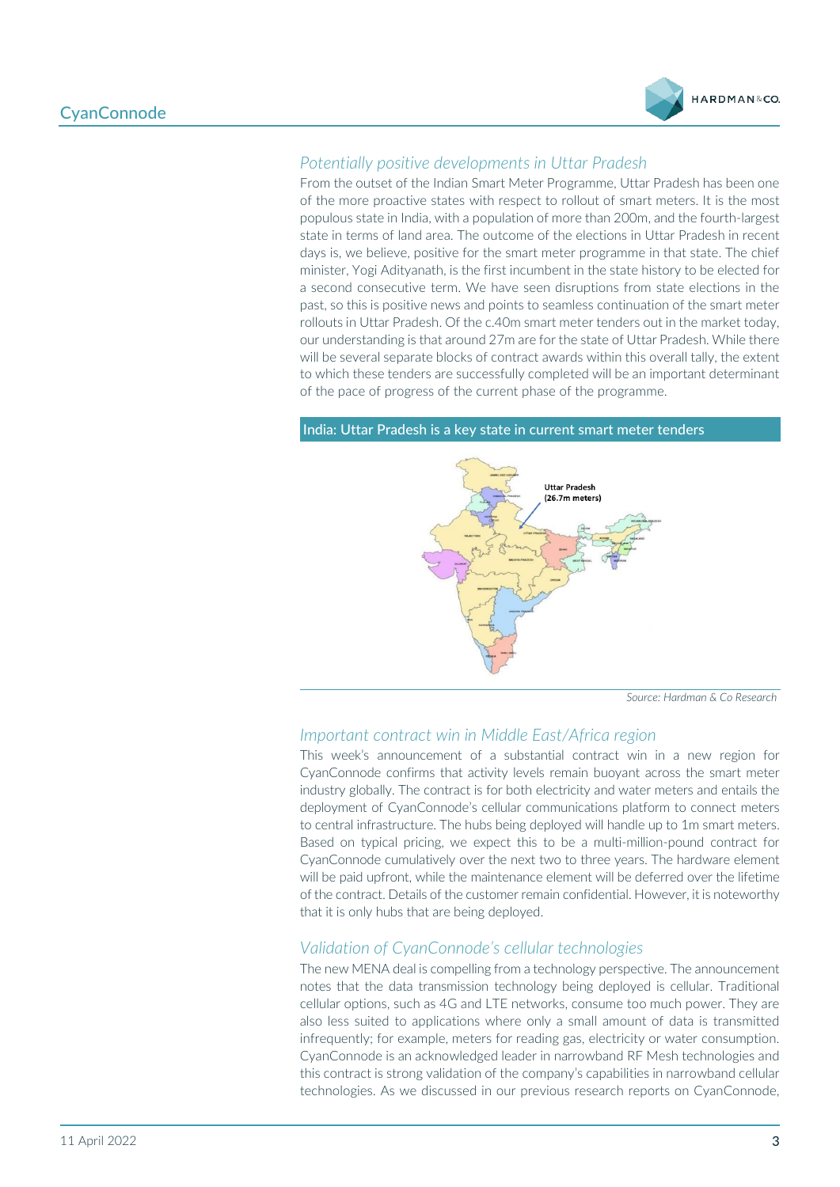### *Potentially positive developments in Uttar Pradesh*

From the outset of the Indian Smart Meter Programme, Uttar Pradesh has been one of the more proactive states with respect to rollout of smart meters. It is the most populous state in India, with a population of more than 200m, and the fourth-largest state in terms of land area. The outcome of the elections in Uttar Pradesh in recent days is, we believe, positive for the smart meter programme in that state. The chief minister, Yogi Adityanath, is the first incumbent in the state history to be elected for a second consecutive term. We have seen disruptions from state elections in the past, so this is positive news and points to seamless continuation of the smart meter rollouts in Uttar Pradesh. Of the c.40m smart meter tenders out in the market today, our understanding is that around 27m are for the state of Uttar Pradesh. While there will be several separate blocks of contract awards within this overall tally, the extent to which these tenders are successfully completed will be an important determinant of the pace of progress of the current phase of the programme.

**India: Uttar Pradesh is a key state in current smart meter tenders**

Uttar Pradesh (26.7m meters)

*Source: Hardman & Co Research*

### *Important contract win in Middle East/Africa region*

This week's announcement of a substantial contract win in a new region for CyanConnode confirms that activity levels remain buoyant across the smart meter industry globally. The contract is for both electricity and water meters and entails the deployment of CyanConnode's cellular communications platform to connect meters to central infrastructure. The hubs being deployed will handle up to 1m smart meters. Based on typical pricing, we expect this to be a multi-million-pound contract for CyanConnode cumulatively over the next two to three years. The hardware element will be paid upfront, while the maintenance element will be deferred over the lifetime of the contract. Details of the customer remain confidential. However, it is noteworthy that it is only hubs that are being deployed.

### *Validation of CyanConnode's cellular technologies*

The new MENA deal is compelling from a technology perspective. The announcement notes that the data transmission technology being deployed is cellular. Traditional cellular options, such as 4G and LTE networks, consume too much power. They are also less suited to applications where only a small amount of data is transmitted infrequently; for example, meters for reading gas, electricity or water consumption. CyanConnode is an acknowledged leader in narrowband RF Mesh technologies and this contract is strong validation of the company's capabilities in narrowband cellular technologies. As we discussed in our previous research reports on CyanConnode,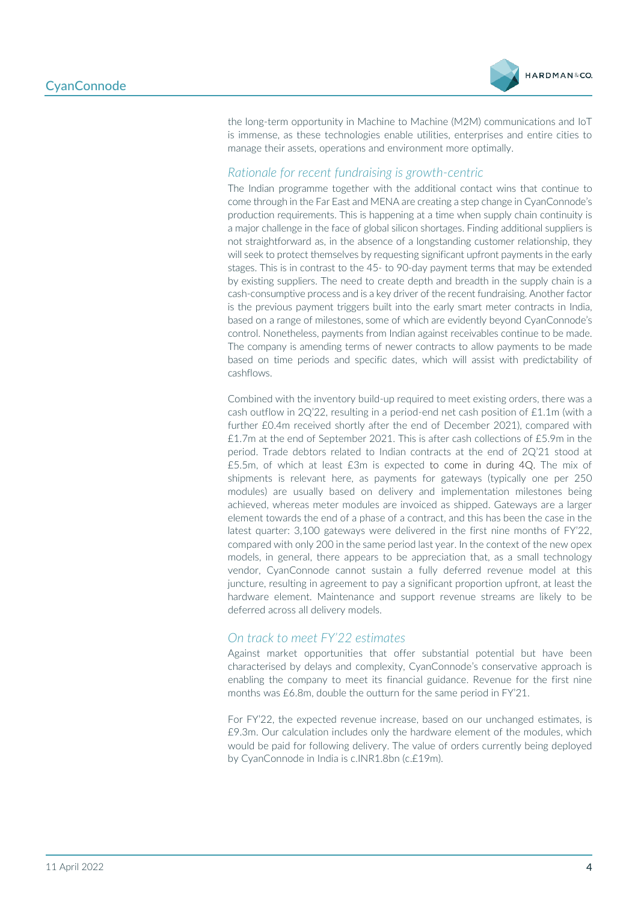the long-term opportunity in Machine to Machine (M2M) communications and IoT is immense, as these technologies enable utilities, enterprises and entire cities to manage their assets, operations and environment more optimally.

## *Rationale for recent fundraising is growth-centric*

The Indian programme together with the additional contact wins that continue to come through in the Far East and MENA are creating a step change in CyanConnode's production requirements. This is happening at a time when supply chain continuity is a major challenge in the face of global silicon shortages. Finding additional suppliers is not straightforward as, in the absence of a longstanding customer relationship, they will seek to protect themselves by requesting significant upfront payments in the early stages. This is in contrast to the 45- to 90-day payment terms that may be extended by existing suppliers. The need to create depth and breadth in the supply chain is a cash-consumptive process and is a key driver of the recent fundraising. Another factor is the previous payment triggers built into the early smart meter contracts in India, based on a range of milestones, some of which are evidently beyond CyanConnode's control. Nonetheless, payments from Indian against receivables continue to be made. The company is amending terms of newer contracts to allow payments to be made based on time periods and specific dates, which will assist with predictability of cashflows.

Combined with the inventory build-up required to meet existing orders, there was a cash outflow in 2Q'22, resulting in a period-end net cash position of £1.1m (with a further £0.4m received shortly after the end of December 2021), compared with £1.7m at the end of September 2021. This is after cash collections of £5.9m in the period. Trade debtors related to Indian contracts at the end of 2Q'21 stood at £5.5m, of which at least £3m is expected to come in during 4Q. The mix of shipments is relevant here, as payments for gateways (typically one per 250 modules) are usually based on delivery and implementation milestones being achieved, whereas meter modules are invoiced as shipped. Gateways are a larger element towards the end of a phase of a contract, and this has been the case in the latest quarter: 3,100 gateways were delivered in the first nine months of FY'22, compared with only 200 in the same period last year. In the context of the new opex models, in general, there appears to be appreciation that, as a small technology vendor, CyanConnode cannot sustain a fully deferred revenue model at this juncture, resulting in agreement to pay a significant proportion upfront, at least the hardware element. Maintenance and support revenue streams are likely to be deferred across all delivery models.

## *On track to meet FY'22 estimates*

Against market opportunities that offer substantial potential but have been characterised by delays and complexity, CyanConnode's conservative approach is enabling the company to meet its financial guidance. Revenue for the first nine months was £6.8m, double the outturn for the same period in FY'21.

For FY'22, the expected revenue increase, based on our unchanged estimates, is £9.3m. Our calculation includes only the hardware element of the modules, which would be paid for following delivery. The value of orders currently being deployed by CyanConnode in India is c.INR1.8bn (c.£19m).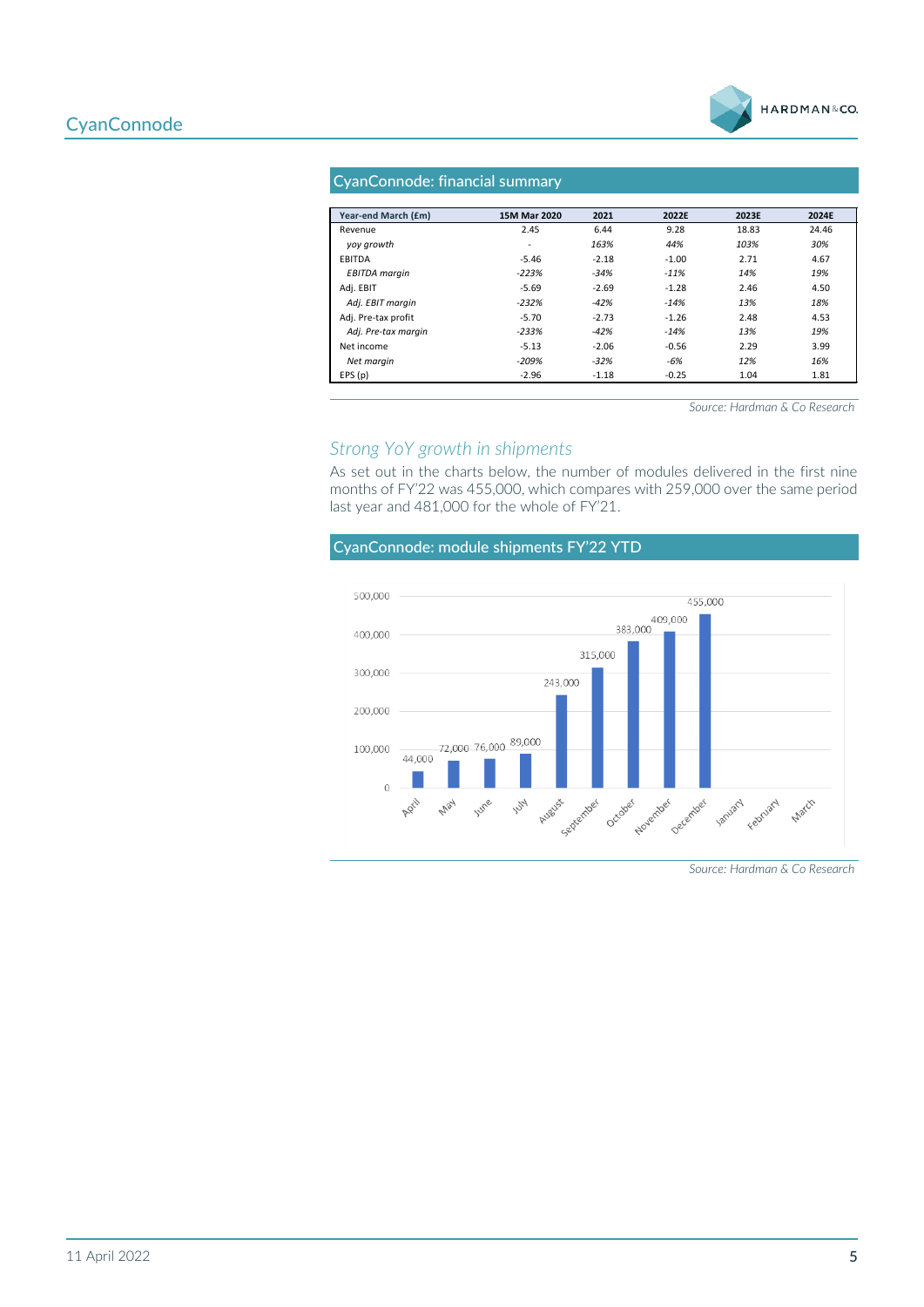### CyanConnode: financial summary

| Year-end March (£m) | 15M Mar 2020 | 2021 | 2022E | 2023E | 2024E |
|---|---|---|---|---|---|
| Revenue | 2.45 | 6.44 | 9.28 | 18.83 | 24.46 |
| *yoy growth* | - | *163%* | *44%* | *103%* | *30%* |
| EBITDA | -5.46 | -2.18 | -1.00 | 2.71 | 4.67 |
| *EBITDA margin* | *-223%* | *-34%* | *-11%* | *14%* | *19%* |
| Adj. EBIT | -5.69 | -2.69 | -1.28 | 2.46 | 4.50 |
| *Adj. EBIT margin* | *-232%* | *-42%* | *-14%* | *13%* | *18%* |
| Adj. Pre-tax profit | -5.70 | -2.73 | -1.26 | 2.48 | 4.53 |
| *Adj. Pre-tax margin* | *-233%* | *-42%* | *-14%* | *13%* | *19%* |
| Net income | -5.13 | -2.06 | -0.56 | 2.29 | 3.99 |
| *Net margin* | *-209%* | *-32%* | *-6%* | *12%* | *16%* |
| EPS (p) | -2.96 | -1.18 | -0.25 | 1.04 | 1.81 |

*Source: Hardman & Co Research*

## *Strong YoY growth in shipments*

As set out in the charts below, the number of modules delivered in the first nine months of FY'22 was 455,000, which compares with 259,000 over the same period last year and 481,000 for the whole of FY'21.

### CyanConnode: module shipments FY'22 YTD

| Month | Cumulative shipments |
|---|---|
| April | 44,000 |
| May | 72,000 |
| June | 76,000 |
| July | 89,000 |
| August | 243,000 |
| September | 315,000 |
| October | 383,000 |
| November | 409,000 |
| December | 455,000 |
| January | |
| February | |
| March | |

*Source: Hardman & Co Research*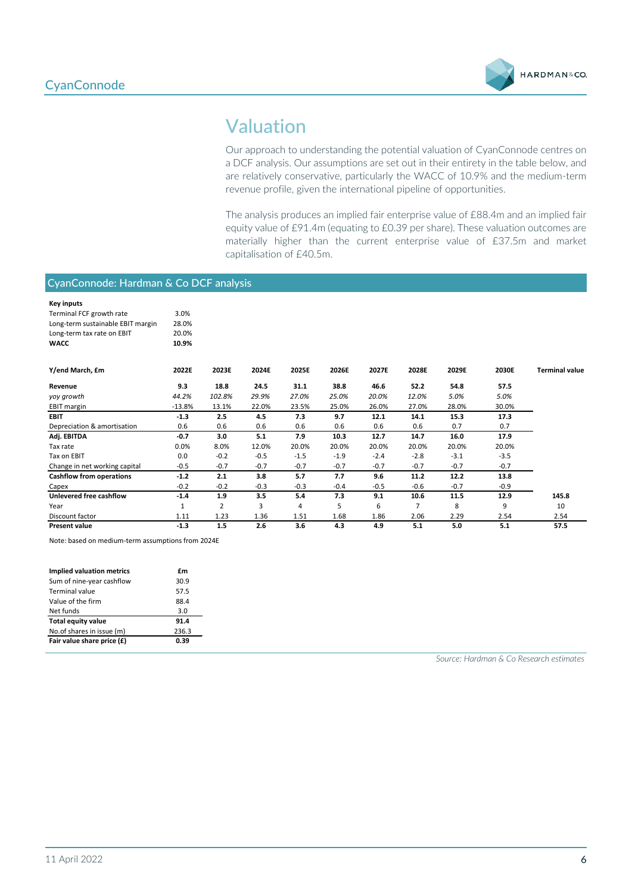# Valuation

Our approach to understanding the potential valuation of CyanConnode centres on a DCF analysis. Our assumptions are set out in their entirety in the table below, and are relatively conservative, particularly the WACC of 10.9% and the medium-term revenue profile, given the international pipeline of opportunities.

The analysis produces an implied fair enterprise value of £88.4m and an implied fair equity value of £91.4m (equating to £0.39 per share). These valuation outcomes are materially higher than the current enterprise value of £37.5m and market capitalisation of £40.5m.

## CyanConnode: Hardman & Co DCF analysis

| **Key inputs** | |
|---|---|
| Terminal FCF growth rate | 3.0% |
| Long-term sustainable EBIT margin | 28.0% |
| Long-term tax rate on EBIT | 20.0% |
| **WACC** | **10.9%** |

| Y/end March, £m | 2022E | 2023E | 2024E | 2025E | 2026E | 2027E | 2028E | 2029E | 2030E | Terminal value |
|---|---|---|---|---|---|---|---|---|---|---|
| **Revenue** | **9.3** | **18.8** | **24.5** | **31.1** | **38.8** | **46.6** | **52.2** | **54.8** | **57.5** | |
| *yoy growth* | *44.2%* | *102.8%* | *29.9%* | *27.0%* | *25.0%* | *20.0%* | *12.0%* | *5.0%* | *5.0%* | |
| EBIT margin | -13.8% | 13.1% | 22.0% | 23.5% | 25.0% | 26.0% | 27.0% | 28.0% | 30.0% | |
| **EBIT** | **-1.3** | **2.5** | **4.5** | **7.3** | **9.7** | **12.1** | **14.1** | **15.3** | **17.3** | |
| Depreciation & amortisation | 0.6 | 0.6 | 0.6 | 0.6 | 0.6 | 0.6 | 0.6 | 0.7 | 0.7 | |
| **Adj. EBITDA** | **-0.7** | **3.0** | **5.1** | **7.9** | **10.3** | **12.7** | **14.7** | **16.0** | **17.9** | |
| Tax rate | 0.0% | 8.0% | 12.0% | 20.0% | 20.0% | 20.0% | 20.0% | 20.0% | 20.0% | |
| Tax on EBIT | 0.0 | -0.2 | -0.5 | -1.5 | -1.9 | -2.4 | -2.8 | -3.1 | -3.5 | |
| Change in net working capital | -0.5 | -0.7 | -0.7 | -0.7 | -0.7 | -0.7 | -0.7 | -0.7 | -0.7 | |
| **Cashflow from operations** | **-1.2** | **2.1** | **3.8** | **5.7** | **7.7** | **9.6** | **11.2** | **12.2** | **13.8** | |
| Capex | -0.2 | -0.2 | -0.3 | -0.3 | -0.4 | -0.5 | -0.6 | -0.7 | -0.9 | |
| **Unlevered free cashflow** | **-1.4** | **1.9** | **3.5** | **5.4** | **7.3** | **9.1** | **10.6** | **11.5** | **12.9** | **145.8** |
| Year | 1 | 2 | 3 | 4 | 5 | 6 | 7 | 8 | 9 | 10 |
| Discount factor | 1.11 | 1.23 | 1.36 | 1.51 | 1.68 | 1.86 | 2.06 | 2.29 | 2.54 | 2.54 |
| **Present value** | **-1.3** | **1.5** | **2.6** | **3.6** | **4.3** | **4.9** | **5.1** | **5.0** | **5.1** | **57.5** |

Note: based on medium-term assumptions from 2024E

| **Implied valuation metrics** | **£m** |
|---|---|
| Sum of nine-year cashflow | 30.9 |
| Terminal value | 57.5 |
| Value of the firm | 88.4 |
| Net funds | 3.0 |
| **Total equity value** | **91.4** |
| No.of shares in issue (m) | 236.3 |
| **Fair value share price (£)** | **0.39** |

*Source: Hardman & Co Research estimates*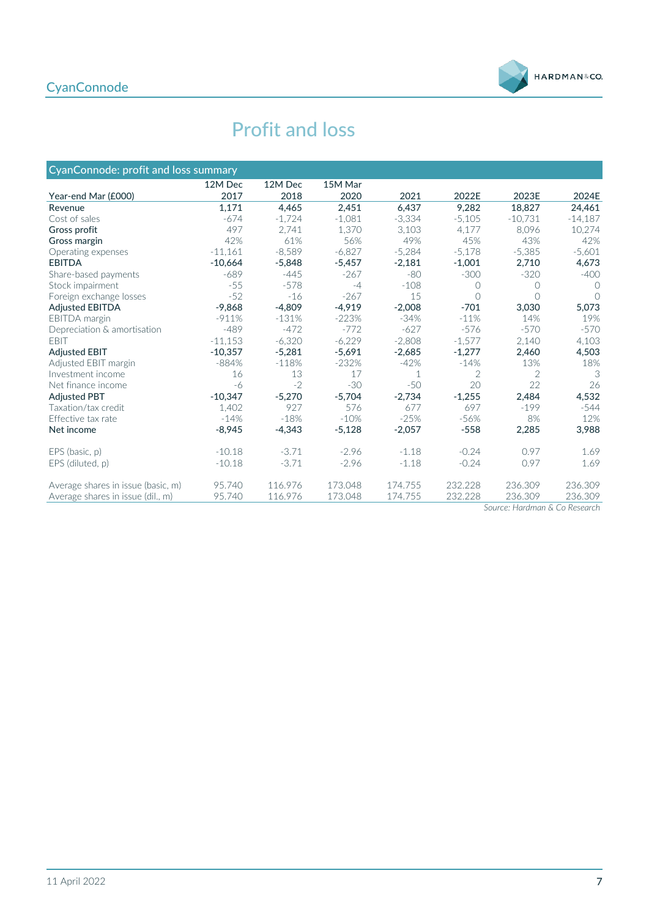# Profit and loss

| CyanConnode: profit and loss summary | | | | | | | |
|---|---|---|---|---|---|---|---|
| Year-end Mar (£000) | 12M Dec 2017 | 12M Dec 2018 | 15M Mar 2020 | 2021 | 2022E | 2023E | 2024E |
| **Revenue** | 1,171 | 4,465 | 2,451 | 6,437 | 9,282 | 18,827 | 24,461 |
| Cost of sales | -674 | -1,724 | -1,081 | -3,334 | -5,105 | -10,731 | -14,187 |
| **Gross profit** | 497 | 2,741 | 1,370 | 3,103 | 4,177 | 8,096 | 10,274 |
| **Gross margin** | 42% | 61% | 56% | 49% | 45% | 43% | 42% |
| Operating expenses | -11,161 | -8,589 | -6,827 | -5,284 | -5,178 | -5,385 | -5,601 |
| **EBITDA** | -10,664 | -5,848 | -5,457 | -2,181 | -1,001 | 2,710 | 4,673 |
| Share-based payments | -689 | -445 | -267 | -80 | -300 | -320 | -400 |
| Stock impairment | -55 | -578 | -4 | -108 | 0 | 0 | 0 |
| Foreign exchange losses | -52 | -16 | -267 | 15 | 0 | 0 | 0 |
| **Adjusted EBITDA** | -9,868 | -4,809 | -4,919 | -2,008 | -701 | 3,030 | 5,073 |
| EBITDA margin | -911% | -131% | -223% | -34% | -11% | 14% | 19% |
| Depreciation & amortisation | -489 | -472 | -772 | -627 | -576 | -570 | -570 |
| EBIT | -11,153 | -6,320 | -6,229 | -2,808 | -1,577 | 2,140 | 4,103 |
| **Adjusted EBIT** | -10,357 | -5,281 | -5,691 | -2,685 | -1,277 | 2,460 | 4,503 |
| Adjusted EBIT margin | -884% | -118% | -232% | -42% | -14% | 13% | 18% |
| Investment income | 16 | 13 | 17 | 1 | 2 | 2 | 3 |
| Net finance income | -6 | -2 | -30 | -50 | 20 | 22 | 26 |
| **Adjusted PBT** | -10,347 | -5,270 | -5,704 | -2,734 | -1,255 | 2,484 | 4,532 |
| Taxation/tax credit | 1,402 | 927 | 576 | 677 | 697 | -199 | -544 |
| Effective tax rate | -14% | -18% | -10% | -25% | -56% | 8% | 12% |
| **Net income** | -8,945 | -4,343 | -5,128 | -2,057 | -558 | 2,285 | 3,988 |
| | | | | | | | |
| EPS (basic, p) | -10.18 | -3.71 | -2.96 | -1.18 | -0.24 | 0.97 | 1.69 |
| EPS (diluted, p) | -10.18 | -3.71 | -2.96 | -1.18 | -0.24 | 0.97 | 1.69 |
| | | | | | | | |
| Average shares in issue (basic, m) | 95.740 | 116.976 | 173.048 | 174.755 | 232.228 | 236.309 | 236.309 |
| Average shares in issue (dil., m) | 95.740 | 116.976 | 173.048 | 174.755 | 232.228 | 236.309 | 236.309 |

*Source: Hardman & Co Research*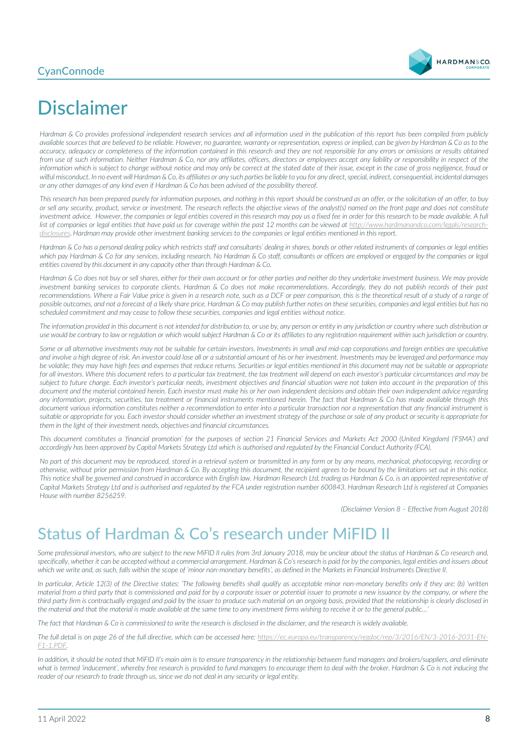# Disclaimer

*Hardman & Co provides professional independent research services and all information used in the publication of this report has been compiled from publicly available sources that are believed to be reliable. However, no guarantee, warranty or representation, express or implied, can be given by Hardman & Co as to the accuracy, adequacy or completeness of the information contained in this research and they are not responsible for any errors or omissions or results obtained from use of such information. Neither Hardman & Co, nor any affiliates, officers, directors or employees accept any liability or responsibility in respect of the information which is subject to change without notice and may only be correct at the stated date of their issue, except in the case of gross negligence, fraud or wilful misconduct. In no event will Hardman & Co, its affiliates or any such parties be liable to you for any direct, special, indirect, consequential, incidental damages or any other damages of any kind even if Hardman & Co has been advised of the possibility thereof.*

*This research has been prepared purely for information purposes, and nothing in this report should be construed as an offer, or the solicitation of an offer, to buy or sell any security, product, service or investment. The research reflects the objective views of the analyst(s) named on the front page and does not constitute investment advice. However, the companies or legal entities covered in this research may pay us a fixed fee in order for this research to be made available. A full list of companies or legal entities that have paid us for coverage within the past 12 months can be viewed at http://www.hardmanandco.com/legals/research-disclosures. Hardman may provide other investment banking services to the companies or legal entities mentioned in this report.*

*Hardman & Co has a personal dealing policy which restricts staff and consultants' dealing in shares, bonds or other related instruments of companies or legal entities which pay Hardman & Co for any services, including research. No Hardman & Co staff, consultants or officers are employed or engaged by the companies or legal entities covered by this document in any capacity other than through Hardman & Co.*

*Hardman & Co does not buy or sell shares, either for their own account or for other parties and neither do they undertake investment business. We may provide investment banking services to corporate clients. Hardman & Co does not make recommendations. Accordingly, they do not publish records of their past recommendations. Where a Fair Value price is given in a research note, such as a DCF or peer comparison, this is the theoretical result of a study of a range of possible outcomes, and not a forecast of a likely share price. Hardman & Co may publish further notes on these securities, companies and legal entities but has no scheduled commitment and may cease to follow these securities, companies and legal entities without notice.*

*The information provided in this document is not intended for distribution to, or use by, any person or entity in any jurisdiction or country where such distribution or use would be contrary to law or regulation or which would subject Hardman & Co or its affiliates to any registration requirement within such jurisdiction or country.*

*Some or all alternative investments may not be suitable for certain investors. Investments in small and mid-cap corporations and foreign entities are speculative and involve a high degree of risk. An investor could lose all or a substantial amount of his or her investment. Investments may be leveraged and performance may be volatile; they may have high fees and expenses that reduce returns. Securities or legal entities mentioned in this document may not be suitable or appropriate for all investors. Where this document refers to a particular tax treatment, the tax treatment will depend on each investor's particular circumstances and may be subject to future change. Each investor's particular needs, investment objectives and financial situation were not taken into account in the preparation of this document and the material contained herein. Each investor must make his or her own independent decisions and obtain their own independent advice regarding any information, projects, securities, tax treatment or financial instruments mentioned herein. The fact that Hardman & Co has made available through this document various information constitutes neither a recommendation to enter into a particular transaction nor a representation that any financial instrument is suitable or appropriate for you. Each investor should consider whether an investment strategy of the purchase or sale of any product or security is appropriate for them in the light of their investment needs, objectives and financial circumstances.*

*This document constitutes a 'financial promotion' for the purposes of section 21 Financial Services and Markets Act 2000 (United Kingdom) ('FSMA') and accordingly has been approved by Capital Markets Strategy Ltd which is authorised and regulated by the Financial Conduct Authority (FCA).*

*No part of this document may be reproduced, stored in a retrieval system or transmitted in any form or by any means, mechanical, photocopying, recording or otherwise, without prior permission from Hardman & Co. By accepting this document, the recipient agrees to be bound by the limitations set out in this notice. This notice shall be governed and construed in accordance with English law. Hardman Research Ltd, trading as Hardman & Co, is an appointed representative of Capital Markets Strategy Ltd and is authorised and regulated by the FCA under registration number 600843. Hardman Research Ltd is registered at Companies House with number 8256259.*

*(Disclaimer Version 8 – Effective from August 2018)*

# Status of Hardman & Co's research under MiFID II

*Some professional investors, who are subject to the new MiFID II rules from 3rd January 2018, may be unclear about the status of Hardman & Co research and, specifically, whether it can be accepted without a commercial arrangement. Hardman & Co's research is paid for by the companies, legal entities and issuers about which we write and, as such, falls within the scope of 'minor non-monetary benefits', as defined in the Markets in Financial Instruments Directive II.*

*In particular, Article 12(3) of the Directive states: 'The following benefits shall qualify as acceptable minor non-monetary benefits only if they are: (b) 'written material from a third party that is commissioned and paid for by a corporate issuer or potential issuer to promote a new issuance by the company, or where the third party firm is contractually engaged and paid by the issuer to produce such material on an ongoing basis, provided that the relationship is clearly disclosed in the material and that the material is made available at the same time to any investment firms wishing to receive it or to the general public…'*

*The fact that Hardman & Co is commissioned to write the research is disclosed in the disclaimer, and the research is widely available.*

*The full detail is on page 26 of the full directive, which can be accessed here: https://ec.europa.eu/transparency/regdoc/rep/3/2016/EN/3-2016-2031-EN-F1-1.PDF.*

*In addition, it should be noted that MiFID II's main aim is to ensure transparency in the relationship between fund managers and brokers/suppliers, and eliminate what is termed 'inducement', whereby free research is provided to fund managers to encourage them to deal with the broker. Hardman & Co is not inducing the reader of our research to trade through us, since we do not deal in any security or legal entity.*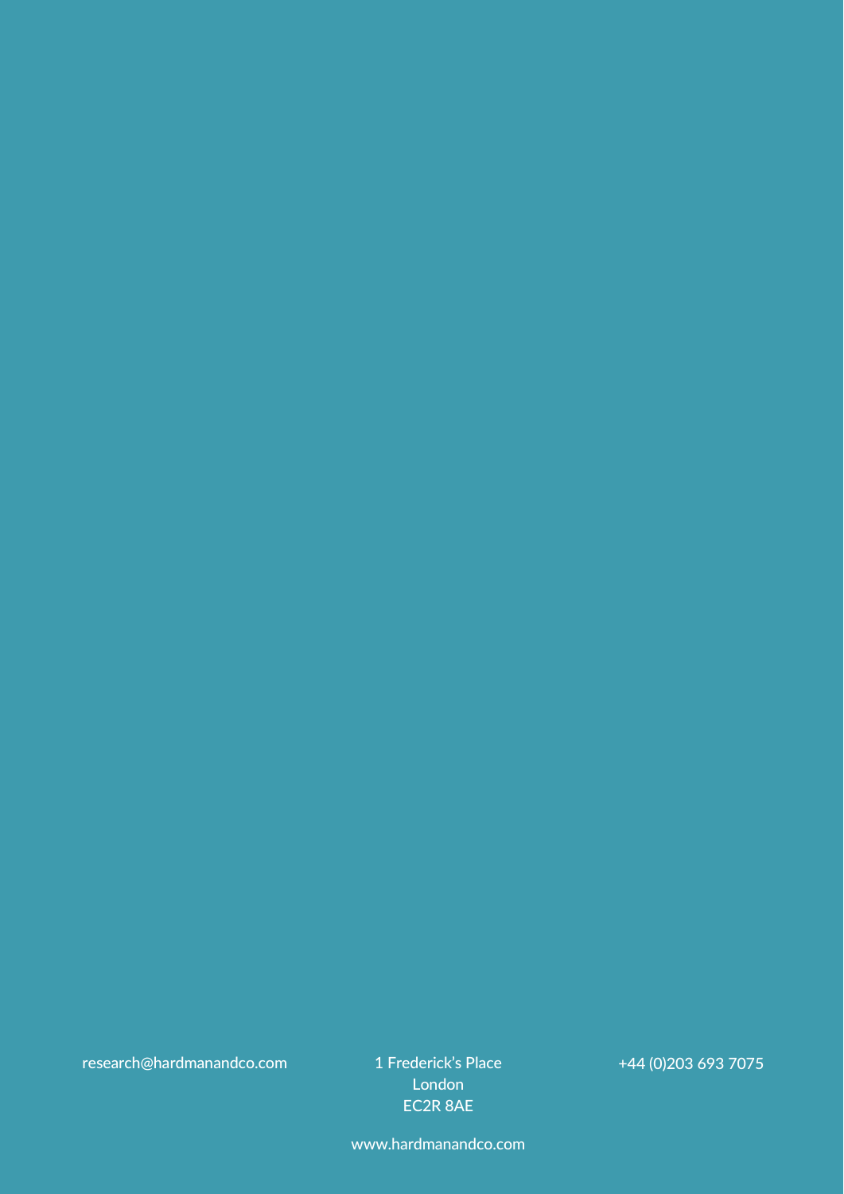research@hardmanandco.com

1 Frederick's Place
London
EC2R 8AE

+44 (0)203 693 7075

www.hardmanandco.com